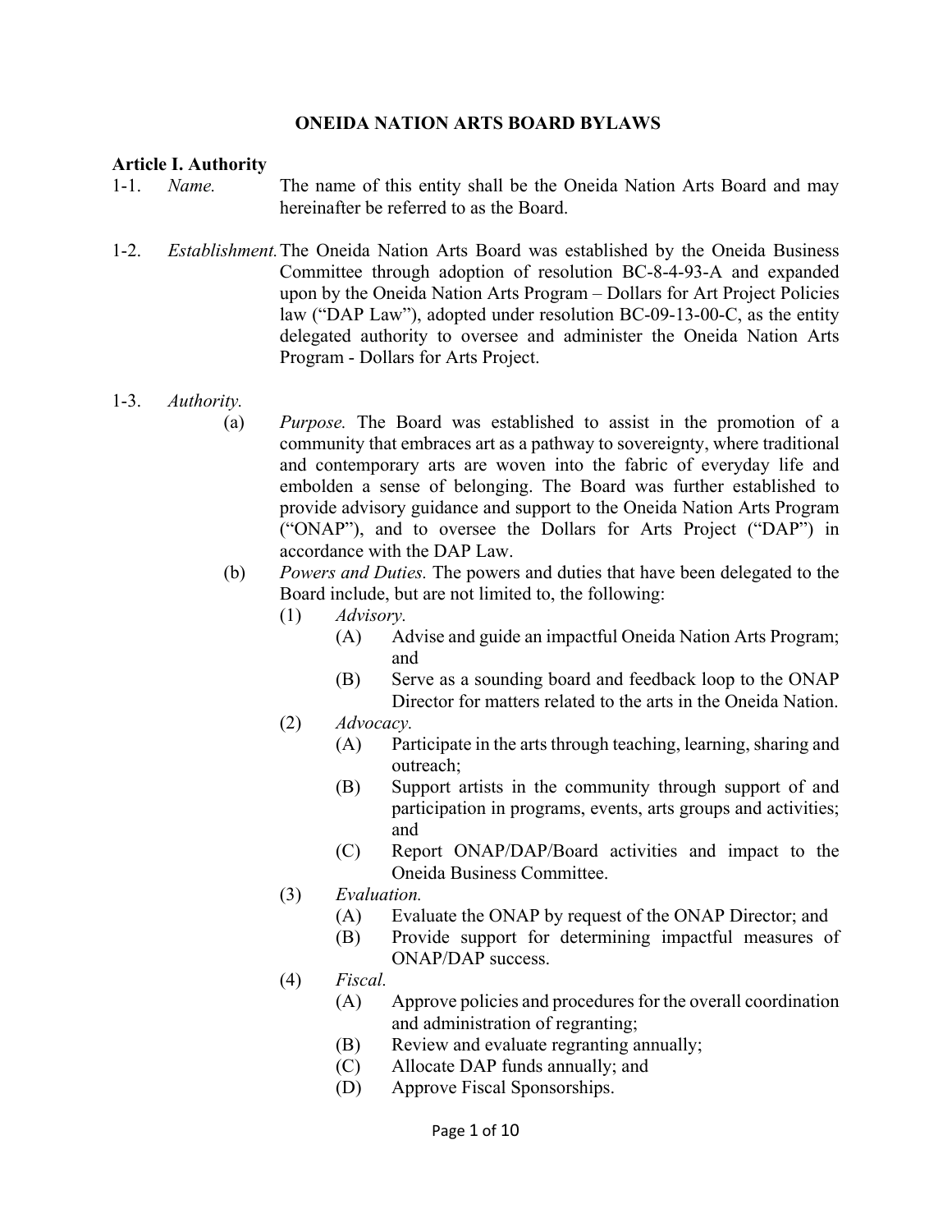# ONEIDA NATION ARTS BOARD BYLAWS

## Article I. Authority

1-1. *Name.* The name of this entity shall be the Oneida Nation Arts Board and may hereinafter be referred to as the Board.

1-2. *Establishment.* The Oneida Nation Arts Board was established by the Oneida Business Committee through adoption of resolution BC-8-4-93-A and expanded upon by the Oneida Nation Arts Program – Dollars for Art Project Policies law ("DAP Law"), adopted under resolution BC-09-13-00-C, as the entity delegated authority to oversee and administer the Oneida Nation Arts Program - Dollars for Arts Project.

1-3. *Authority.*

- (a) *Purpose.* The Board was established to assist in the promotion of a community that embraces art as a pathway to sovereignty, where traditional and contemporary arts are woven into the fabric of everyday life and embolden a sense of belonging. The Board was further established to provide advisory guidance and support to the Oneida Nation Arts Program ("ONAP"), and to oversee the Dollars for Arts Project ("DAP") in accordance with the DAP Law.
- (b) *Powers and Duties.* The powers and duties that have been delegated to the Board include, but are not limited to, the following:
  - (1) *Advisory.*
    - (A) Advise and guide an impactful Oneida Nation Arts Program; and
    - (B) Serve as a sounding board and feedback loop to the ONAP Director for matters related to the arts in the Oneida Nation.
  - (2) *Advocacy.*
    - (A) Participate in the arts through teaching, learning, sharing and outreach;
    - (B) Support artists in the community through support of and participation in programs, events, arts groups and activities; and
    - (C) Report ONAP/DAP/Board activities and impact to the Oneida Business Committee.
  - (3) *Evaluation.*
    - (A) Evaluate the ONAP by request of the ONAP Director; and
    - (B) Provide support for determining impactful measures of ONAP/DAP success.
  - (4) *Fiscal.*
    - (A) Approve policies and procedures for the overall coordination and administration of regranting;
    - (B) Review and evaluate regranting annually;
    - (C) Allocate DAP funds annually; and
    - (D) Approve Fiscal Sponsorships.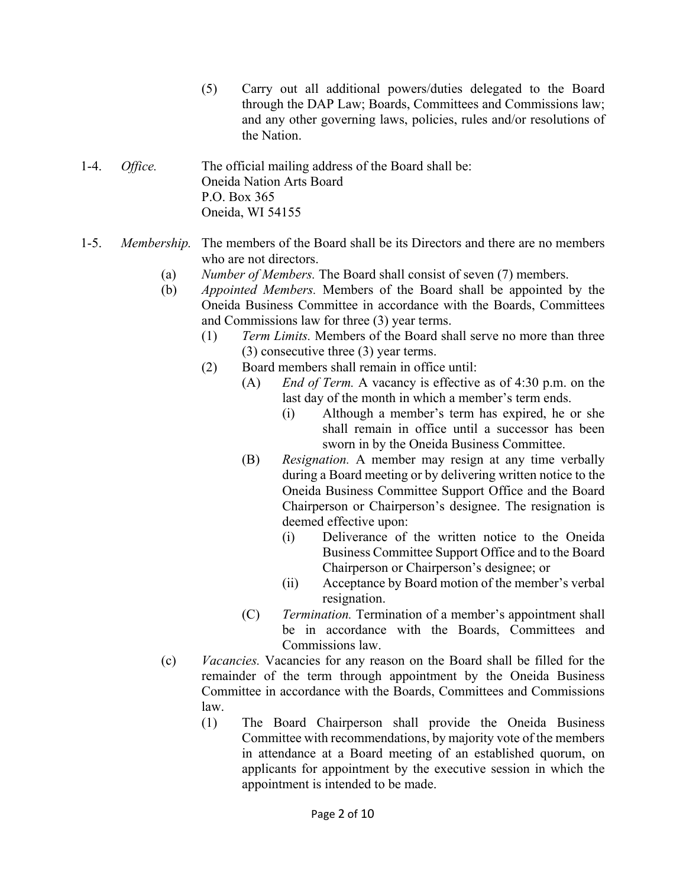(5) Carry out all additional powers/duties delegated to the Board through the DAP Law; Boards, Committees and Commissions law; and any other governing laws, policies, rules and/or resolutions of the Nation.

1-4. *Office.* The official mailing address of the Board shall be:
Oneida Nation Arts Board
P.O. Box 365
Oneida, WI 54155

1-5. *Membership.* The members of the Board shall be its Directors and there are no members who are not directors.

(a) *Number of Members.* The Board shall consist of seven (7) members.

(b) *Appointed Members.* Members of the Board shall be appointed by the Oneida Business Committee in accordance with the Boards, Committees and Commissions law for three (3) year terms.

(1) *Term Limits.* Members of the Board shall serve no more than three (3) consecutive three (3) year terms.

(2) Board members shall remain in office until:

(A) *End of Term.* A vacancy is effective as of 4:30 p.m. on the last day of the month in which a member's term ends.

(i) Although a member's term has expired, he or she shall remain in office until a successor has been sworn in by the Oneida Business Committee.

(B) *Resignation.* A member may resign at any time verbally during a Board meeting or by delivering written notice to the Oneida Business Committee Support Office and the Board Chairperson or Chairperson's designee. The resignation is deemed effective upon:

(i) Deliverance of the written notice to the Oneida Business Committee Support Office and to the Board Chairperson or Chairperson's designee; or

(ii) Acceptance by Board motion of the member's verbal resignation.

(C) *Termination.* Termination of a member's appointment shall be in accordance with the Boards, Committees and Commissions law.

(c) *Vacancies.* Vacancies for any reason on the Board shall be filled for the remainder of the term through appointment by the Oneida Business Committee in accordance with the Boards, Committees and Commissions law.

(1) The Board Chairperson shall provide the Oneida Business Committee with recommendations, by majority vote of the members in attendance at a Board meeting of an established quorum, on applicants for appointment by the executive session in which the appointment is intended to be made.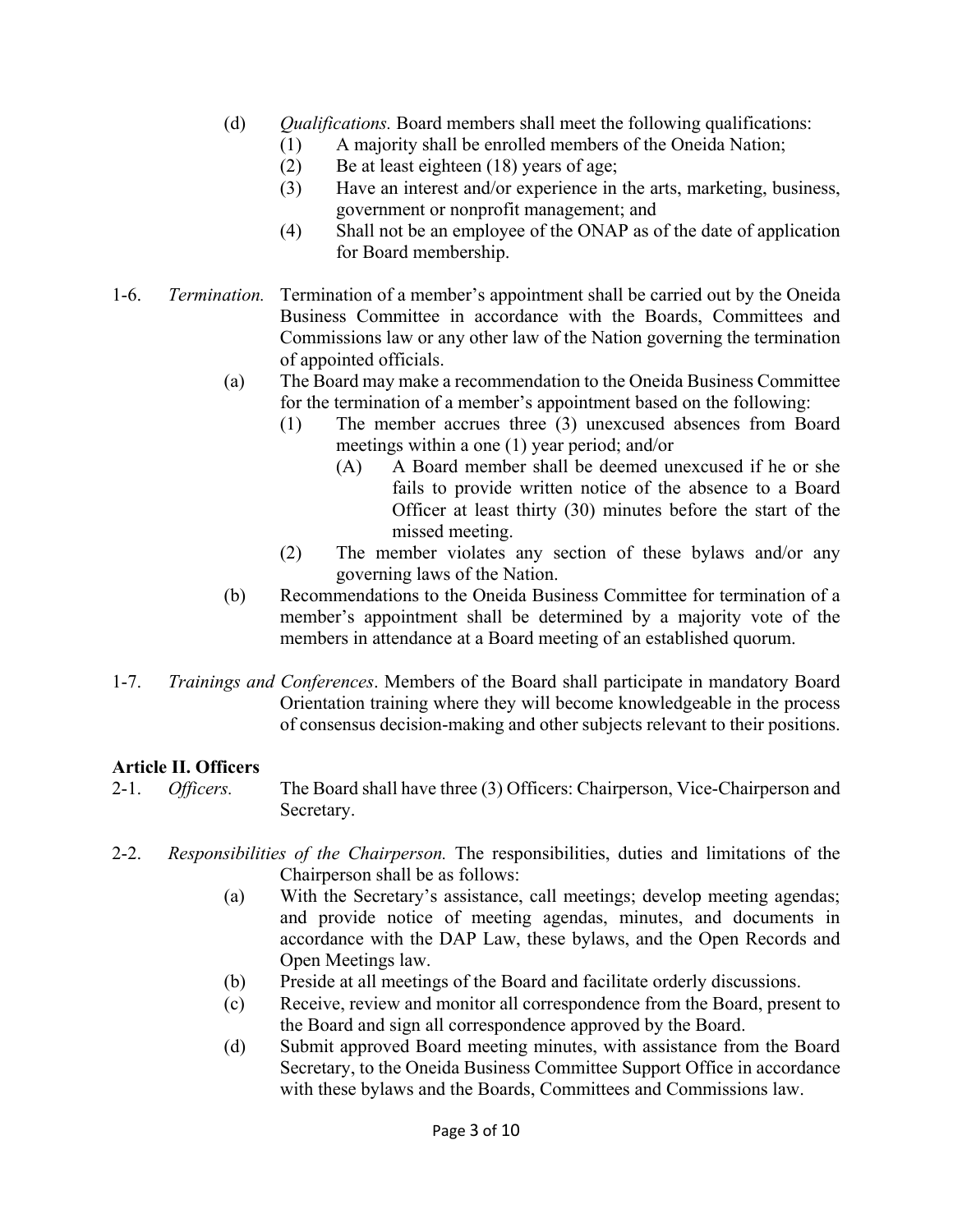(d) *Qualifications.* Board members shall meet the following qualifications:
  (1) A majority shall be enrolled members of the Oneida Nation;
  (2) Be at least eighteen (18) years of age;
  (3) Have an interest and/or experience in the arts, marketing, business, government or nonprofit management; and
  (4) Shall not be an employee of the ONAP as of the date of application for Board membership.

1-6. *Termination.* Termination of a member's appointment shall be carried out by the Oneida Business Committee in accordance with the Boards, Committees and Commissions law or any other law of the Nation governing the termination of appointed officials.
  (a) The Board may make a recommendation to the Oneida Business Committee for the termination of a member's appointment based on the following:
    (1) The member accrues three (3) unexcused absences from Board meetings within a one (1) year period; and/or
      (A) A Board member shall be deemed unexcused if he or she fails to provide written notice of the absence to a Board Officer at least thirty (30) minutes before the start of the missed meeting.
    (2) The member violates any section of these bylaws and/or any governing laws of the Nation.
  (b) Recommendations to the Oneida Business Committee for termination of a member's appointment shall be determined by a majority vote of the members in attendance at a Board meeting of an established quorum.

1-7. *Trainings and Conferences*. Members of the Board shall participate in mandatory Board Orientation training where they will become knowledgeable in the process of consensus decision-making and other subjects relevant to their positions.

**Article II. Officers**

2-1. *Officers.* The Board shall have three (3) Officers: Chairperson, Vice-Chairperson and Secretary.

2-2. *Responsibilities of the Chairperson.* The responsibilities, duties and limitations of the Chairperson shall be as follows:
  (a) With the Secretary's assistance, call meetings; develop meeting agendas; and provide notice of meeting agendas, minutes, and documents in accordance with the DAP Law, these bylaws, and the Open Records and Open Meetings law.
  (b) Preside at all meetings of the Board and facilitate orderly discussions.
  (c) Receive, review and monitor all correspondence from the Board, present to the Board and sign all correspondence approved by the Board.
  (d) Submit approved Board meeting minutes, with assistance from the Board Secretary, to the Oneida Business Committee Support Office in accordance with these bylaws and the Boards, Committees and Commissions law.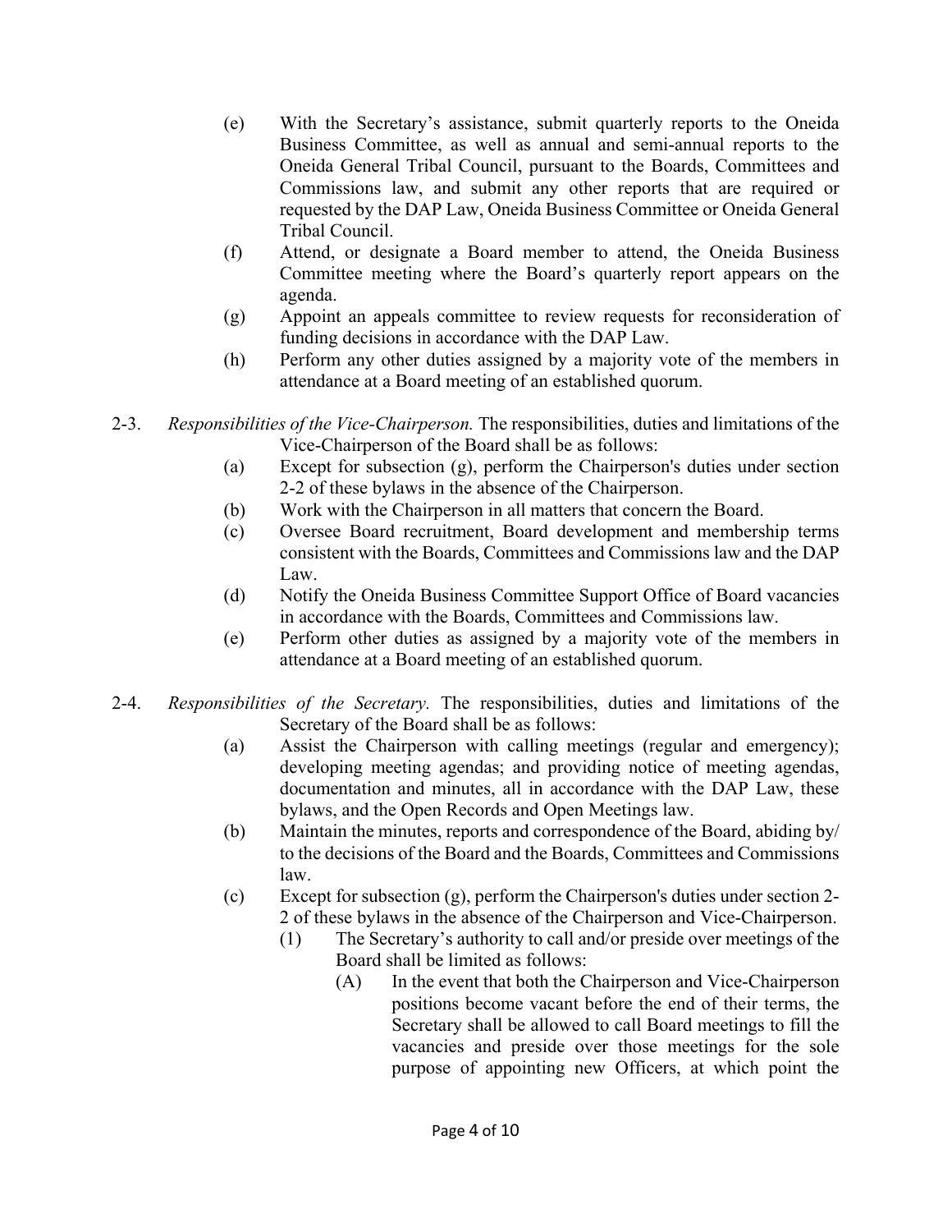(e) With the Secretary's assistance, submit quarterly reports to the Oneida Business Committee, as well as annual and semi-annual reports to the Oneida General Tribal Council, pursuant to the Boards, Committees and Commissions law, and submit any other reports that are required or requested by the DAP Law, Oneida Business Committee or Oneida General Tribal Council.

(f) Attend, or designate a Board member to attend, the Oneida Business Committee meeting where the Board's quarterly report appears on the agenda.

(g) Appoint an appeals committee to review requests for reconsideration of funding decisions in accordance with the DAP Law.

(h) Perform any other duties assigned by a majority vote of the members in attendance at a Board meeting of an established quorum.

2-3. *Responsibilities of the Vice-Chairperson.* The responsibilities, duties and limitations of the Vice-Chairperson of the Board shall be as follows:

(a) Except for subsection (g), perform the Chairperson's duties under section 2-2 of these bylaws in the absence of the Chairperson.

(b) Work with the Chairperson in all matters that concern the Board.

(c) Oversee Board recruitment, Board development and membership terms consistent with the Boards, Committees and Commissions law and the DAP Law.

(d) Notify the Oneida Business Committee Support Office of Board vacancies in accordance with the Boards, Committees and Commissions law.

(e) Perform other duties as assigned by a majority vote of the members in attendance at a Board meeting of an established quorum.

2-4. *Responsibilities of the Secretary.* The responsibilities, duties and limitations of the Secretary of the Board shall be as follows:

(a) Assist the Chairperson with calling meetings (regular and emergency); developing meeting agendas; and providing notice of meeting agendas, documentation and minutes, all in accordance with the DAP Law, these bylaws, and the Open Records and Open Meetings law.

(b) Maintain the minutes, reports and correspondence of the Board, abiding by/ to the decisions of the Board and the Boards, Committees and Commissions law.

(c) Except for subsection (g), perform the Chairperson's duties under section 2-2 of these bylaws in the absence of the Chairperson and Vice-Chairperson.

(1) The Secretary's authority to call and/or preside over meetings of the Board shall be limited as follows:

(A) In the event that both the Chairperson and Vice-Chairperson positions become vacant before the end of their terms, the Secretary shall be allowed to call Board meetings to fill the vacancies and preside over those meetings for the sole purpose of appointing new Officers, at which point the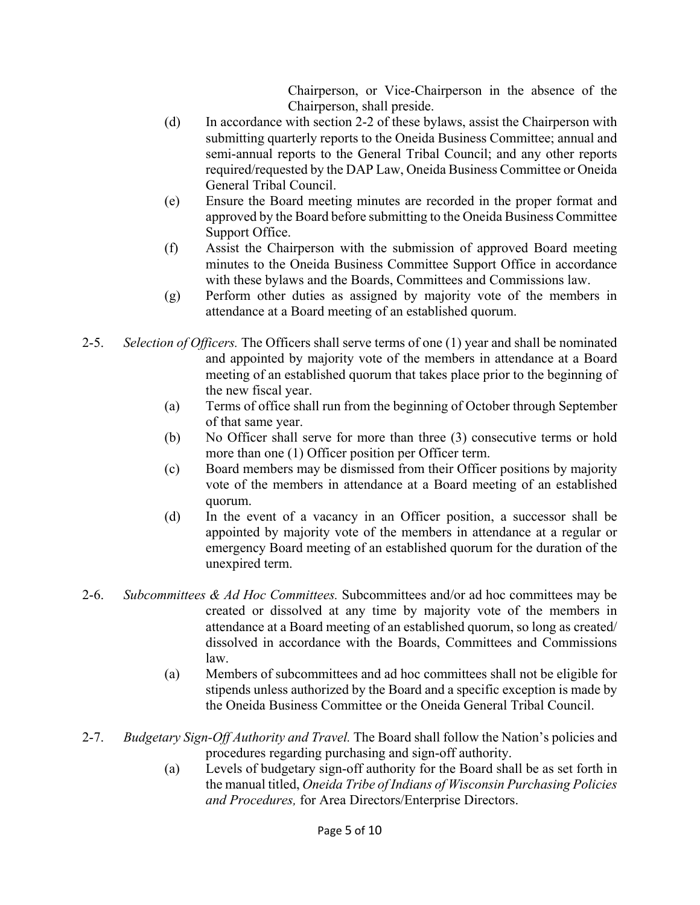Chairperson, or Vice-Chairperson in the absence of the Chairperson, shall preside.

(d) In accordance with section 2-2 of these bylaws, assist the Chairperson with submitting quarterly reports to the Oneida Business Committee; annual and semi-annual reports to the General Tribal Council; and any other reports required/requested by the DAP Law, Oneida Business Committee or Oneida General Tribal Council.

(e) Ensure the Board meeting minutes are recorded in the proper format and approved by the Board before submitting to the Oneida Business Committee Support Office.

(f) Assist the Chairperson with the submission of approved Board meeting minutes to the Oneida Business Committee Support Office in accordance with these bylaws and the Boards, Committees and Commissions law.

(g) Perform other duties as assigned by majority vote of the members in attendance at a Board meeting of an established quorum.

2-5. *Selection of Officers.* The Officers shall serve terms of one (1) year and shall be nominated and appointed by majority vote of the members in attendance at a Board meeting of an established quorum that takes place prior to the beginning of the new fiscal year.

(a) Terms of office shall run from the beginning of October through September of that same year.

(b) No Officer shall serve for more than three (3) consecutive terms or hold more than one (1) Officer position per Officer term.

(c) Board members may be dismissed from their Officer positions by majority vote of the members in attendance at a Board meeting of an established quorum.

(d) In the event of a vacancy in an Officer position, a successor shall be appointed by majority vote of the members in attendance at a regular or emergency Board meeting of an established quorum for the duration of the unexpired term.

2-6. *Subcommittees & Ad Hoc Committees.* Subcommittees and/or ad hoc committees may be created or dissolved at any time by majority vote of the members in attendance at a Board meeting of an established quorum, so long as created/dissolved in accordance with the Boards, Committees and Commissions law.

(a) Members of subcommittees and ad hoc committees shall not be eligible for stipends unless authorized by the Board and a specific exception is made by the Oneida Business Committee or the Oneida General Tribal Council.

2-7. *Budgetary Sign-Off Authority and Travel.* The Board shall follow the Nation's policies and procedures regarding purchasing and sign-off authority.

(a) Levels of budgetary sign-off authority for the Board shall be as set forth in the manual titled, *Oneida Tribe of Indians of Wisconsin Purchasing Policies and Procedures,* for Area Directors/Enterprise Directors.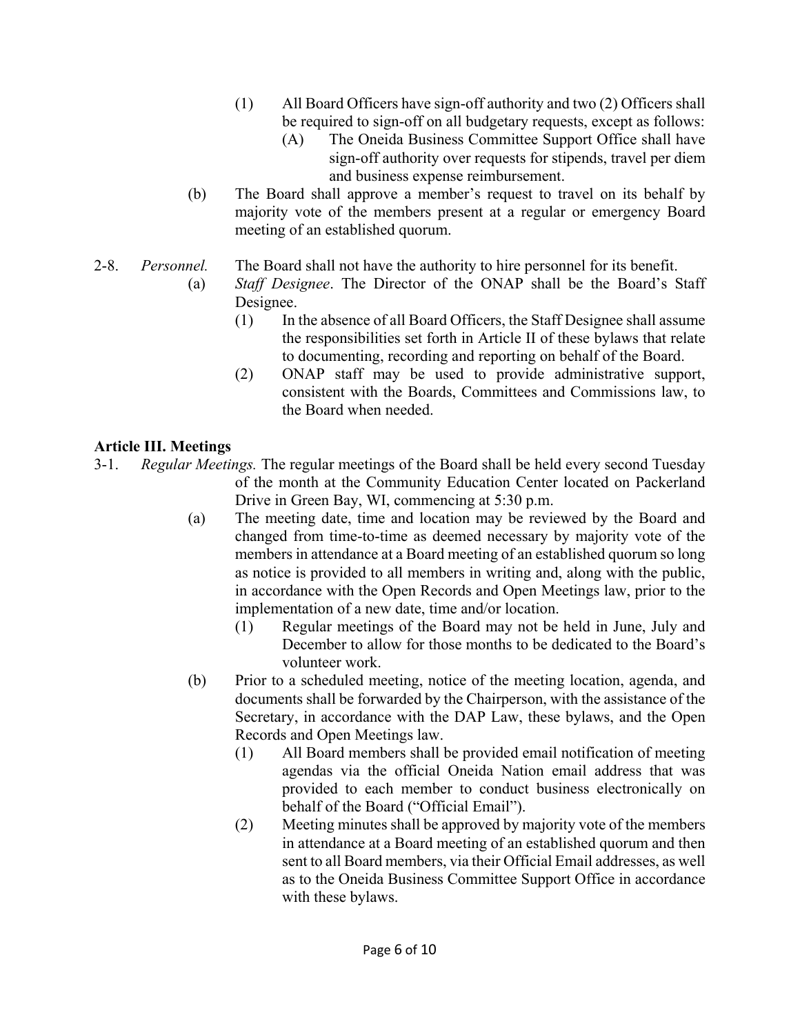(1) All Board Officers have sign-off authority and two (2) Officers shall be required to sign-off on all budgetary requests, except as follows:

(A) The Oneida Business Committee Support Office shall have sign-off authority over requests for stipends, travel per diem and business expense reimbursement.

(b) The Board shall approve a member's request to travel on its behalf by majority vote of the members present at a regular or emergency Board meeting of an established quorum.

2-8. *Personnel.* The Board shall not have the authority to hire personnel for its benefit.

(a) *Staff Designee*. The Director of the ONAP shall be the Board's Staff Designee.

(1) In the absence of all Board Officers, the Staff Designee shall assume the responsibilities set forth in Article II of these bylaws that relate to documenting, recording and reporting on behalf of the Board.

(2) ONAP staff may be used to provide administrative support, consistent with the Boards, Committees and Commissions law, to the Board when needed.

**Article III. Meetings**

3-1. *Regular Meetings.* The regular meetings of the Board shall be held every second Tuesday of the month at the Community Education Center located on Packerland Drive in Green Bay, WI, commencing at 5:30 p.m.

(a) The meeting date, time and location may be reviewed by the Board and changed from time-to-time as deemed necessary by majority vote of the members in attendance at a Board meeting of an established quorum so long as notice is provided to all members in writing and, along with the public, in accordance with the Open Records and Open Meetings law, prior to the implementation of a new date, time and/or location.

(1) Regular meetings of the Board may not be held in June, July and December to allow for those months to be dedicated to the Board's volunteer work.

(b) Prior to a scheduled meeting, notice of the meeting location, agenda, and documents shall be forwarded by the Chairperson, with the assistance of the Secretary, in accordance with the DAP Law, these bylaws, and the Open Records and Open Meetings law.

(1) All Board members shall be provided email notification of meeting agendas via the official Oneida Nation email address that was provided to each member to conduct business electronically on behalf of the Board ("Official Email").

(2) Meeting minutes shall be approved by majority vote of the members in attendance at a Board meeting of an established quorum and then sent to all Board members, via their Official Email addresses, as well as to the Oneida Business Committee Support Office in accordance with these bylaws.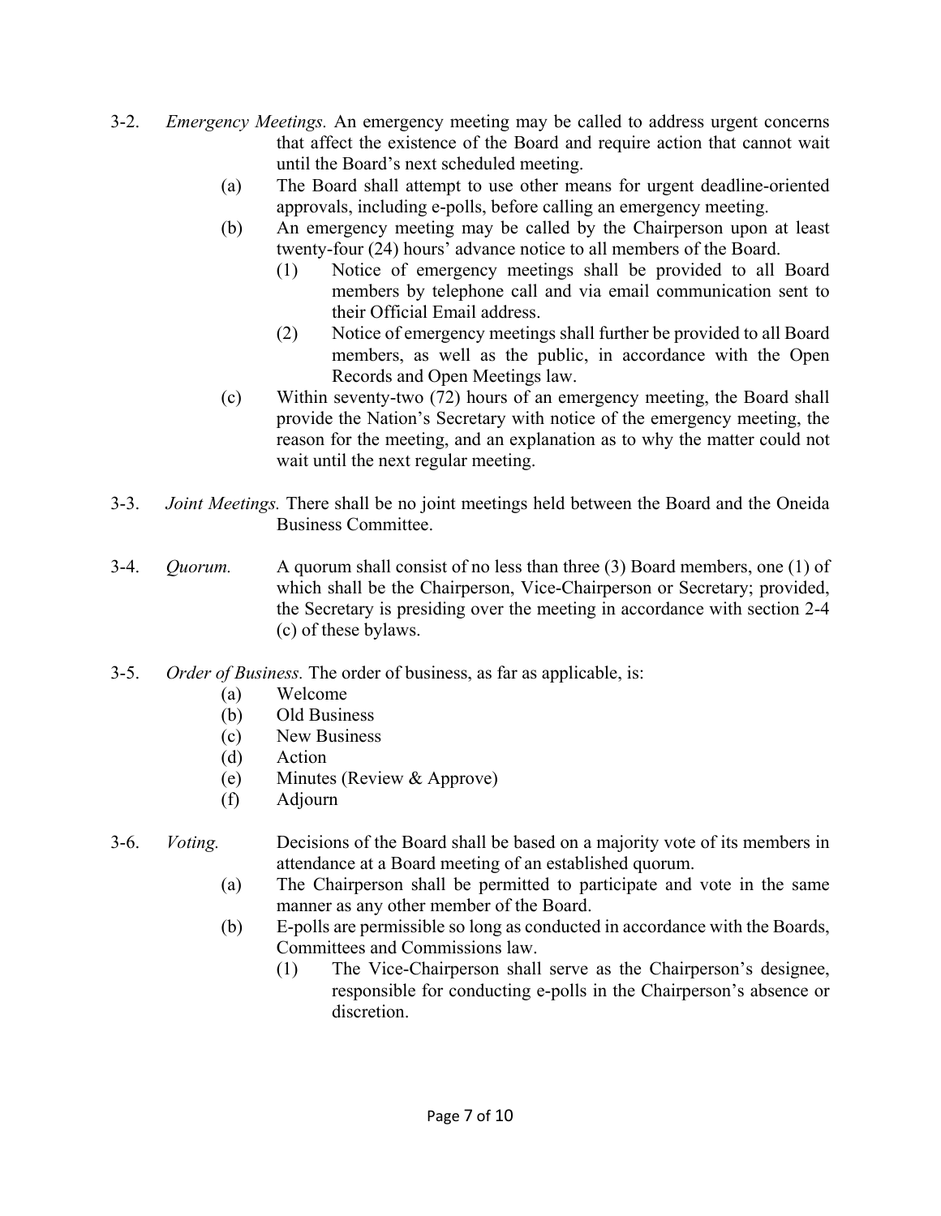3-2. *Emergency Meetings.* An emergency meeting may be called to address urgent concerns that affect the existence of the Board and require action that cannot wait until the Board's next scheduled meeting.

   (a) The Board shall attempt to use other means for urgent deadline-oriented approvals, including e-polls, before calling an emergency meeting.

   (b) An emergency meeting may be called by the Chairperson upon at least twenty-four (24) hours' advance notice to all members of the Board.

      (1) Notice of emergency meetings shall be provided to all Board members by telephone call and via email communication sent to their Official Email address.

      (2) Notice of emergency meetings shall further be provided to all Board members, as well as the public, in accordance with the Open Records and Open Meetings law.

   (c) Within seventy-two (72) hours of an emergency meeting, the Board shall provide the Nation's Secretary with notice of the emergency meeting, the reason for the meeting, and an explanation as to why the matter could not wait until the next regular meeting.

3-3. *Joint Meetings.* There shall be no joint meetings held between the Board and the Oneida Business Committee.

3-4. *Quorum.* A quorum shall consist of no less than three (3) Board members, one (1) of which shall be the Chairperson, Vice-Chairperson or Secretary; provided, the Secretary is presiding over the meeting in accordance with section 2-4 (c) of these bylaws.

3-5. *Order of Business.* The order of business, as far as applicable, is:

   (a) Welcome

   (b) Old Business

   (c) New Business

   (d) Action

   (e) Minutes (Review & Approve)

   (f) Adjourn

3-6. *Voting.* Decisions of the Board shall be based on a majority vote of its members in attendance at a Board meeting of an established quorum.

   (a) The Chairperson shall be permitted to participate and vote in the same manner as any other member of the Board.

   (b) E-polls are permissible so long as conducted in accordance with the Boards, Committees and Commissions law.

      (1) The Vice-Chairperson shall serve as the Chairperson's designee, responsible for conducting e-polls in the Chairperson's absence or discretion.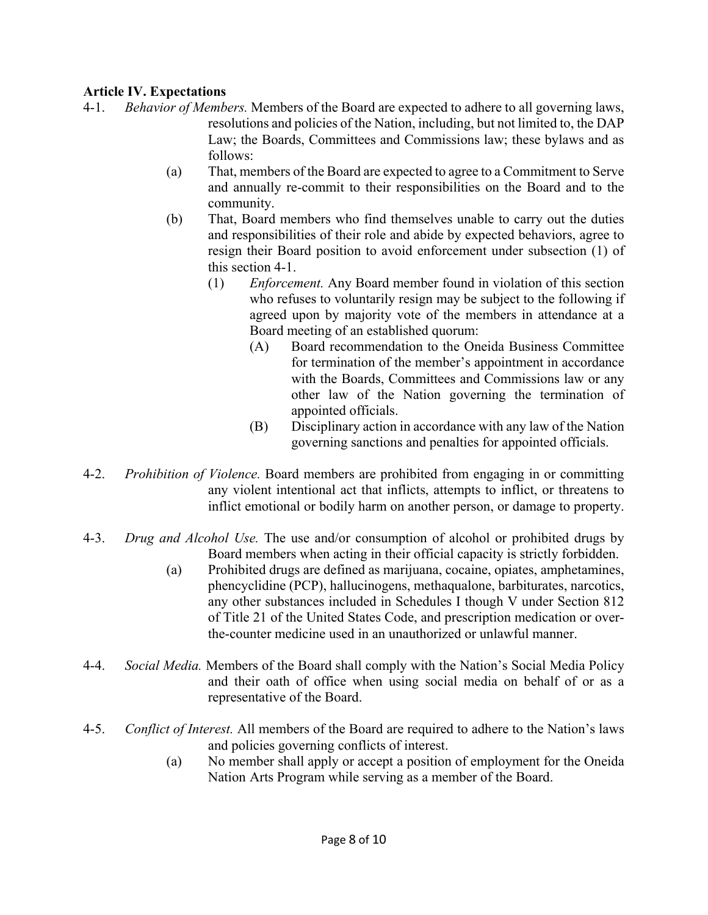**Article IV. Expectations**

4-1. *Behavior of Members.* Members of the Board are expected to adhere to all governing laws, resolutions and policies of the Nation, including, but not limited to, the DAP Law; the Boards, Committees and Commissions law; these bylaws and as follows:

- (a) That, members of the Board are expected to agree to a Commitment to Serve and annually re-commit to their responsibilities on the Board and to the community.
- (b) That, Board members who find themselves unable to carry out the duties and responsibilities of their role and abide by expected behaviors, agree to resign their Board position to avoid enforcement under subsection (1) of this section 4-1.
  - (1) *Enforcement.* Any Board member found in violation of this section who refuses to voluntarily resign may be subject to the following if agreed upon by majority vote of the members in attendance at a Board meeting of an established quorum:
    - (A) Board recommendation to the Oneida Business Committee for termination of the member's appointment in accordance with the Boards, Committees and Commissions law or any other law of the Nation governing the termination of appointed officials.
    - (B) Disciplinary action in accordance with any law of the Nation governing sanctions and penalties for appointed officials.

4-2. *Prohibition of Violence.* Board members are prohibited from engaging in or committing any violent intentional act that inflicts, attempts to inflict, or threatens to inflict emotional or bodily harm on another person, or damage to property.

4-3. *Drug and Alcohol Use.* The use and/or consumption of alcohol or prohibited drugs by Board members when acting in their official capacity is strictly forbidden.

- (a) Prohibited drugs are defined as marijuana, cocaine, opiates, amphetamines, phencyclidine (PCP), hallucinogens, methaqualone, barbiturates, narcotics, any other substances included in Schedules I though V under Section 812 of Title 21 of the United States Code, and prescription medication or over-the-counter medicine used in an unauthorized or unlawful manner.

4-4. *Social Media.* Members of the Board shall comply with the Nation's Social Media Policy and their oath of office when using social media on behalf of or as a representative of the Board.

4-5. *Conflict of Interest.* All members of the Board are required to adhere to the Nation's laws and policies governing conflicts of interest.

- (a) No member shall apply or accept a position of employment for the Oneida Nation Arts Program while serving as a member of the Board.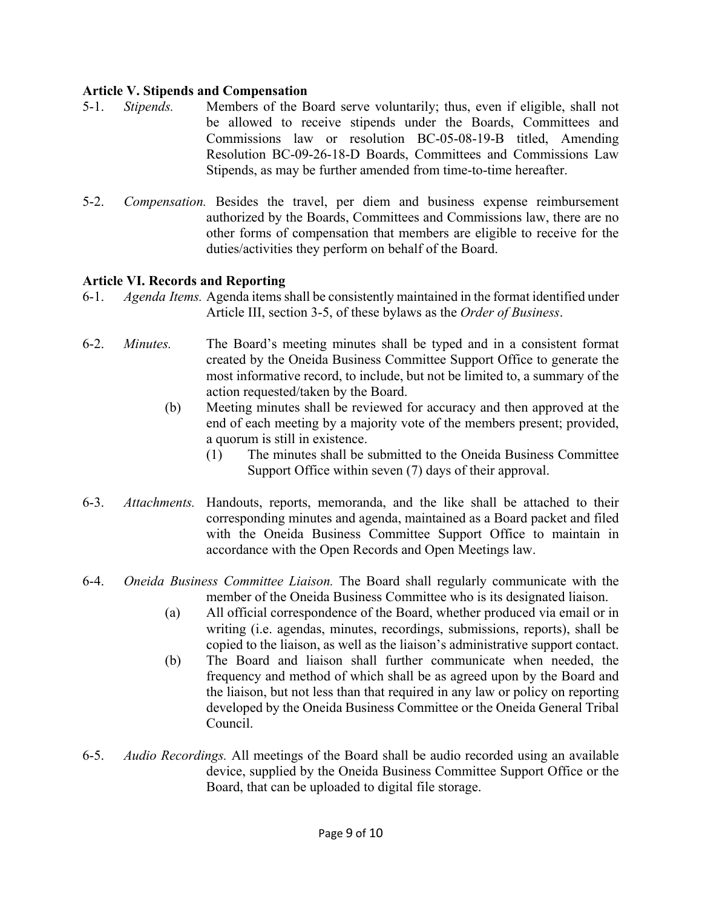**Article V. Stipends and Compensation**

5-1. *Stipends.* Members of the Board serve voluntarily; thus, even if eligible, shall not be allowed to receive stipends under the Boards, Committees and Commissions law or resolution BC-05-08-19-B titled, Amending Resolution BC-09-26-18-D Boards, Committees and Commissions Law Stipends, as may be further amended from time-to-time hereafter.

5-2. *Compensation.* Besides the travel, per diem and business expense reimbursement authorized by the Boards, Committees and Commissions law, there are no other forms of compensation that members are eligible to receive for the duties/activities they perform on behalf of the Board.

**Article VI. Records and Reporting**

6-1. *Agenda Items.* Agenda items shall be consistently maintained in the format identified under Article III, section 3-5, of these bylaws as the *Order of Business*.

6-2. *Minutes.* The Board's meeting minutes shall be typed and in a consistent format created by the Oneida Business Committee Support Office to generate the most informative record, to include, but not be limited to, a summary of the action requested/taken by the Board.

- (b) Meeting minutes shall be reviewed for accuracy and then approved at the end of each meeting by a majority vote of the members present; provided, a quorum is still in existence.
  - (1) The minutes shall be submitted to the Oneida Business Committee Support Office within seven (7) days of their approval.

6-3. *Attachments.* Handouts, reports, memoranda, and the like shall be attached to their corresponding minutes and agenda, maintained as a Board packet and filed with the Oneida Business Committee Support Office to maintain in accordance with the Open Records and Open Meetings law.

6-4. *Oneida Business Committee Liaison.* The Board shall regularly communicate with the member of the Oneida Business Committee who is its designated liaison.

- (a) All official correspondence of the Board, whether produced via email or in writing (i.e. agendas, minutes, recordings, submissions, reports), shall be copied to the liaison, as well as the liaison's administrative support contact.
- (b) The Board and liaison shall further communicate when needed, the frequency and method of which shall be as agreed upon by the Board and the liaison, but not less than that required in any law or policy on reporting developed by the Oneida Business Committee or the Oneida General Tribal Council.

6-5. *Audio Recordings.* All meetings of the Board shall be audio recorded using an available device, supplied by the Oneida Business Committee Support Office or the Board, that can be uploaded to digital file storage.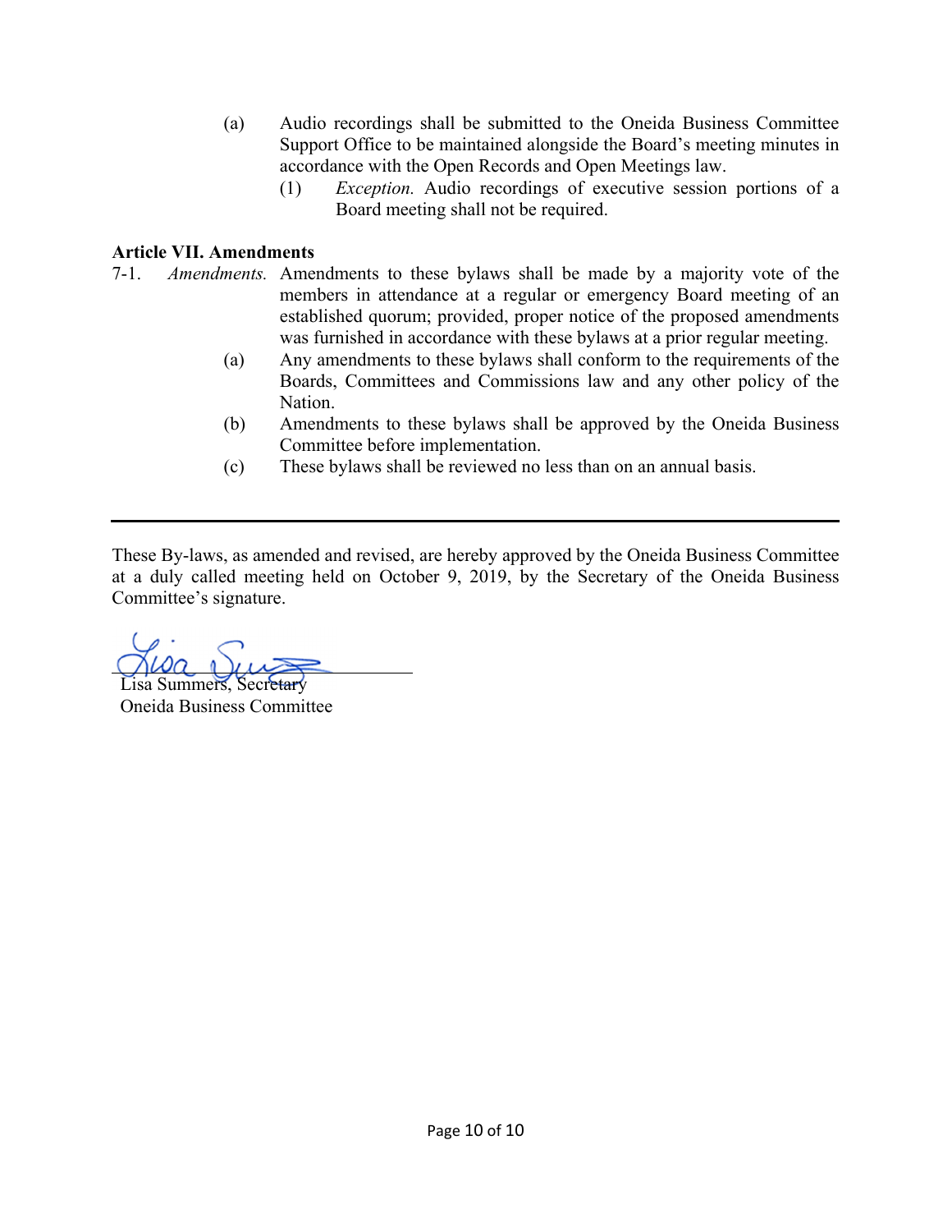(a) Audio recordings shall be submitted to the Oneida Business Committee Support Office to be maintained alongside the Board's meeting minutes in accordance with the Open Records and Open Meetings law.

(1) *Exception.* Audio recordings of executive session portions of a Board meeting shall not be required.

**Article VII. Amendments**

7-1. *Amendments.* Amendments to these bylaws shall be made by a majority vote of the members in attendance at a regular or emergency Board meeting of an established quorum; provided, proper notice of the proposed amendments was furnished in accordance with these bylaws at a prior regular meeting.

(a) Any amendments to these bylaws shall conform to the requirements of the Boards, Committees and Commissions law and any other policy of the Nation.

(b) Amendments to these bylaws shall be approved by the Oneida Business Committee before implementation.

(c) These bylaws shall be reviewed no less than on an annual basis.

---

These By-laws, as amended and revised, are hereby approved by the Oneida Business Committee at a duly called meeting held on October 9, 2019, by the Secretary of the Oneida Business Committee's signature.

\_\_\_\_\_\_\_\_\_\_\_\_\_\_\_\_\_\_\_\_\_\_\_\_\_\_\_\_\_\_
Lisa Summers, Secretary
Oneida Business Committee